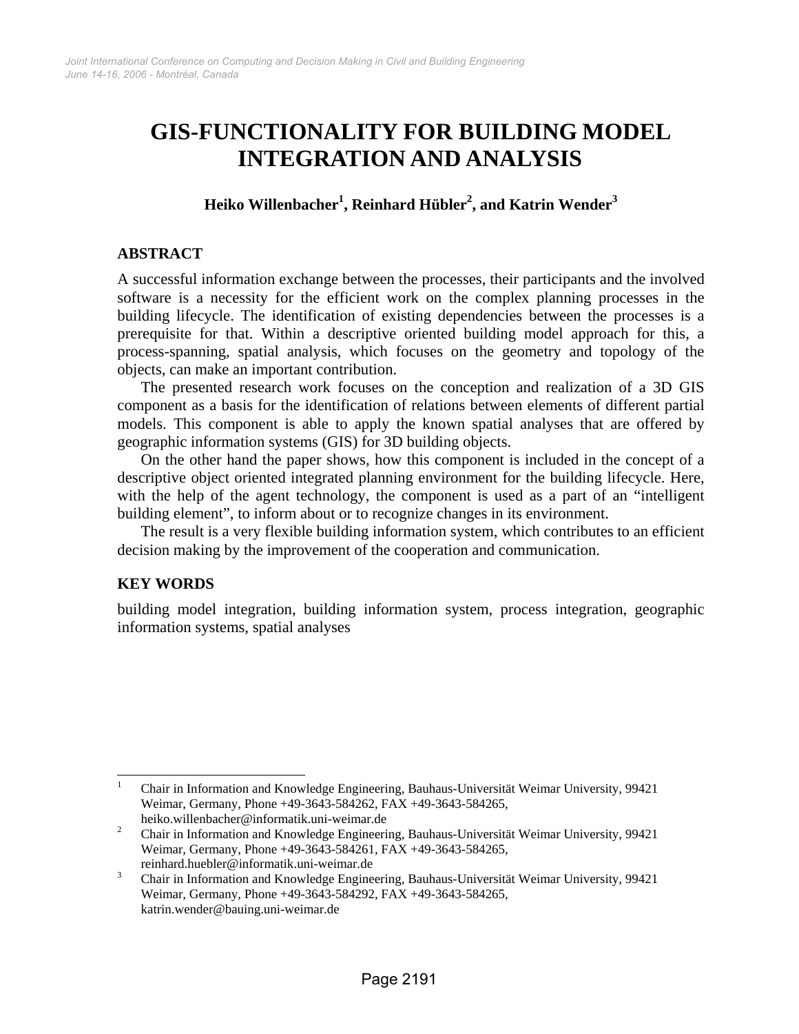# GIS-FUNCTIONALITY FOR BUILDING MODEL INTEGRATION AND ANALYSIS

**Heiko Willenbacher[1], Reinhard Hübler[2], and Katrin Wender[3]**

## ABSTRACT

A successful information exchange between the processes, their participants and the involved software is a necessity for the efficient work on the complex planning processes in the building lifecycle. The identification of existing dependencies between the processes is a prerequisite for that. Within a descriptive oriented building model approach for this, a process-spanning, spatial analysis, which focuses on the geometry and topology of the objects, can make an important contribution.

The presented research work focuses on the conception and realization of a 3D GIS component as a basis for the identification of relations between elements of different partial models. This component is able to apply the known spatial analyses that are offered by geographic information systems (GIS) for 3D building objects.

On the other hand the paper shows, how this component is included in the concept of a descriptive object oriented integrated planning environment for the building lifecycle. Here, with the help of the agent technology, the component is used as a part of an "intelligent building element", to inform about or to recognize changes in its environment.

The result is a very flexible building information system, which contributes to an efficient decision making by the improvement of the cooperation and communication.

## KEY WORDS

building model integration, building information system, process integration, geographic information systems, spatial analyses

---

[1] Chair in Information and Knowledge Engineering, Bauhaus-Universität Weimar University, 99421 Weimar, Germany, Phone +49-3643-584262, FAX +49-3643-584265, heiko.willenbacher@informatik.uni-weimar.de

[2] Chair in Information and Knowledge Engineering, Bauhaus-Universität Weimar University, 99421 Weimar, Germany, Phone +49-3643-584261, FAX +49-3643-584265, reinhard.huebler@informatik.uni-weimar.de

[3] Chair in Information and Knowledge Engineering, Bauhaus-Universität Weimar University, 99421 Weimar, Germany, Phone +49-3643-584292, FAX +49-3643-584265, katrin.wender@bauing.uni-weimar.de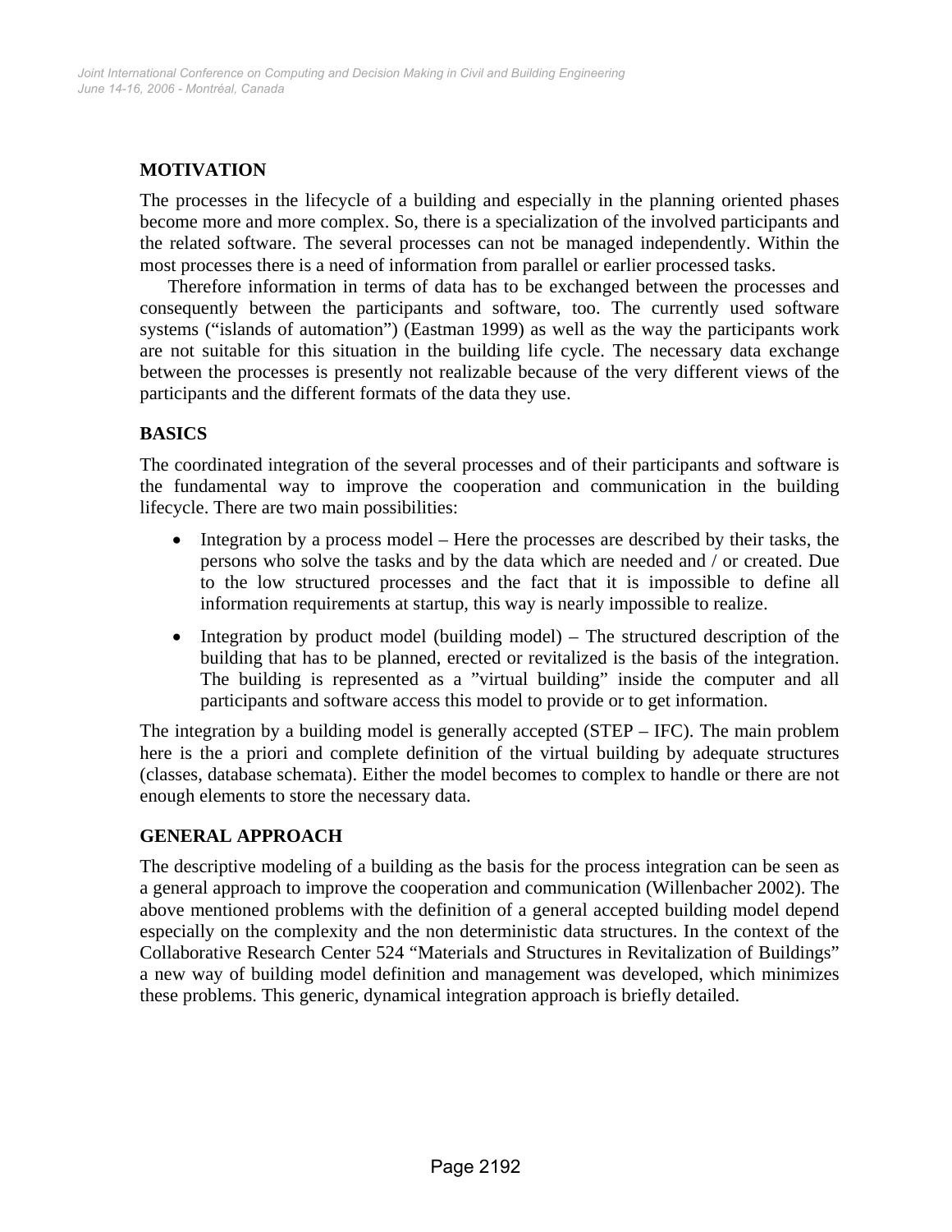## MOTIVATION

The processes in the lifecycle of a building and especially in the planning oriented phases become more and more complex. So, there is a specialization of the involved participants and the related software. The several processes can not be managed independently. Within the most processes there is a need of information from parallel or earlier processed tasks.

Therefore information in terms of data has to be exchanged between the processes and consequently between the participants and software, too. The currently used software systems ("islands of automation") (Eastman 1999) as well as the way the participants work are not suitable for this situation in the building life cycle. The necessary data exchange between the processes is presently not realizable because of the very different views of the participants and the different formats of the data they use.

## BASICS

The coordinated integration of the several processes and of their participants and software is the fundamental way to improve the cooperation and communication in the building lifecycle. There are two main possibilities:

- Integration by a process model – Here the processes are described by their tasks, the persons who solve the tasks and by the data which are needed and / or created. Due to the low structured processes and the fact that it is impossible to define all information requirements at startup, this way is nearly impossible to realize.
- Integration by product model (building model) – The structured description of the building that has to be planned, erected or revitalized is the basis of the integration. The building is represented as a "virtual building" inside the computer and all participants and software access this model to provide or to get information.

The integration by a building model is generally accepted (STEP – IFC). The main problem here is the a priori and complete definition of the virtual building by adequate structures (classes, database schemata). Either the model becomes to complex to handle or there are not enough elements to store the necessary data.

## GENERAL APPROACH

The descriptive modeling of a building as the basis for the process integration can be seen as a general approach to improve the cooperation and communication (Willenbacher 2002). The above mentioned problems with the definition of a general accepted building model depend especially on the complexity and the non deterministic data structures. In the context of the Collaborative Research Center 524 "Materials and Structures in Revitalization of Buildings" a new way of building model definition and management was developed, which minimizes these problems. This generic, dynamical integration approach is briefly detailed.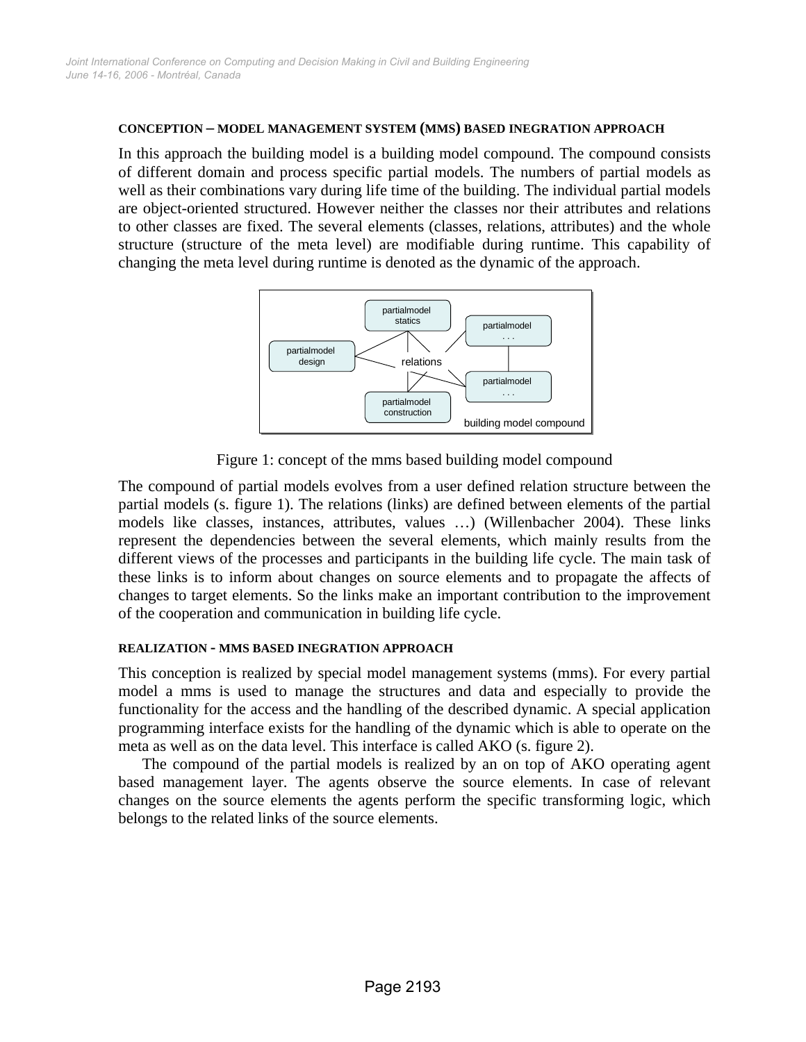### CONCEPTION – MODEL MANAGEMENT SYSTEM (MMS) BASED INEGRATION APPROACH

In this approach the building model is a building model compound. The compound consists of different domain and process specific partial models. The numbers of partial models as well as their combinations vary during life time of the building. The individual partial models are object-oriented structured. However neither the classes nor their attributes and relations to other classes are fixed. The several elements (classes, relations, attributes) and the whole structure (structure of the meta level) are modifiable during runtime. This capability of changing the meta level during runtime is denoted as the dynamic of the approach.

Figure 1: concept of the mms based building model compound

The compound of partial models evolves from a user defined relation structure between the partial models (s. figure 1). The relations (links) are defined between elements of the partial models like classes, instances, attributes, values …) (Willenbacher 2004). These links represent the dependencies between the several elements, which mainly results from the different views of the processes and participants in the building life cycle. The main task of these links is to inform about changes on source elements and to propagate the affects of changes to target elements. So the links make an important contribution to the improvement of the cooperation and communication in building life cycle.

### REALIZATION - MMS BASED INEGRATION APPROACH

This conception is realized by special model management systems (mms). For every partial model a mms is used to manage the structures and data and especially to provide the functionality for the access and the handling of the described dynamic. A special application programming interface exists for the handling of the dynamic which is able to operate on the meta as well as on the data level. This interface is called AKO (s. figure 2).

The compound of the partial models is realized by an on top of AKO operating agent based management layer. The agents observe the source elements. In case of relevant changes on the source elements the agents perform the specific transforming logic, which belongs to the related links of the source elements.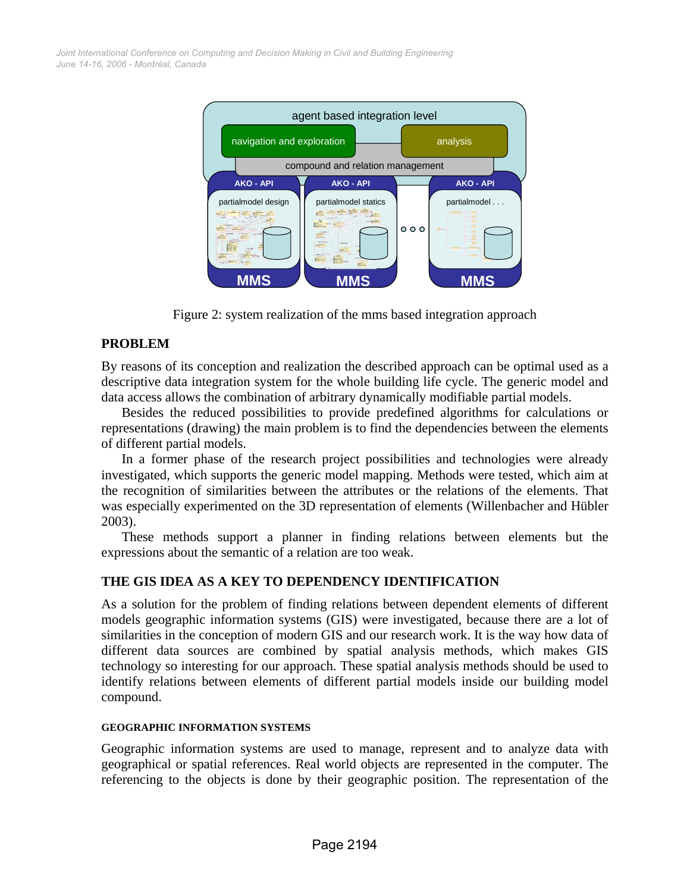Figure 2: system realization of the mms based integration approach

## PROBLEM

By reasons of its conception and realization the described approach can be optimal used as a descriptive data integration system for the whole building life cycle. The generic model and data access allows the combination of arbitrary dynamically modifiable partial models.

Besides the reduced possibilities to provide predefined algorithms for calculations or representations (drawing) the main problem is to find the dependencies between the elements of different partial models.

In a former phase of the research project possibilities and technologies were already investigated, which supports the generic model mapping. Methods were tested, which aim at the recognition of similarities between the attributes or the relations of the elements. That was especially experimented on the 3D representation of elements (Willenbacher and Hübler 2003).

These methods support a planner in finding relations between elements but the expressions about the semantic of a relation are too weak.

## THE GIS IDEA AS A KEY TO DEPENDENCY IDENTIFICATION

As a solution for the problem of finding relations between dependent elements of different models geographic information systems (GIS) were investigated, because there are a lot of similarities in the conception of modern GIS and our research work. It is the way how data of different data sources are combined by spatial analysis methods, which makes GIS technology so interesting for our approach. These spatial analysis methods should be used to identify relations between elements of different partial models inside our building model compound.

### GEOGRAPHIC INFORMATION SYSTEMS

Geographic information systems are used to manage, represent and to analyze data with geographical or spatial references. Real world objects are represented in the computer. The referencing to the objects is done by their geographic position. The representation of the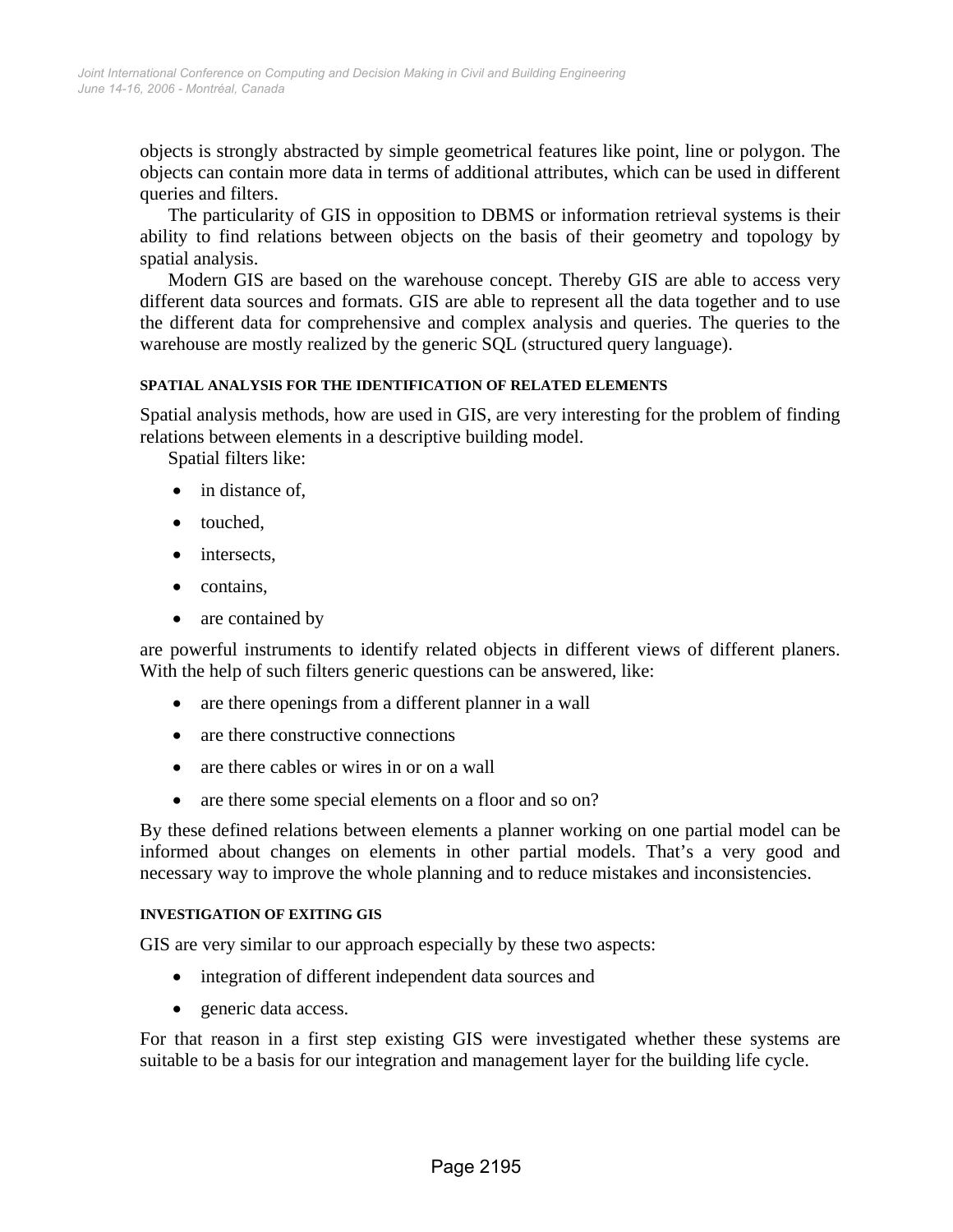objects is strongly abstracted by simple geometrical features like point, line or polygon. The objects can contain more data in terms of additional attributes, which can be used in different queries and filters.

The particularity of GIS in opposition to DBMS or information retrieval systems is their ability to find relations between objects on the basis of their geometry and topology by spatial analysis.

Modern GIS are based on the warehouse concept. Thereby GIS are able to access very different data sources and formats. GIS are able to represent all the data together and to use the different data for comprehensive and complex analysis and queries. The queries to the warehouse are mostly realized by the generic SQL (structured query language).

#### SPATIAL ANALYSIS FOR THE IDENTIFICATION OF RELATED ELEMENTS

Spatial analysis methods, how are used in GIS, are very interesting for the problem of finding relations between elements in a descriptive building model.

Spatial filters like:

- in distance of,
- touched,
- intersects,
- contains,
- are contained by

are powerful instruments to identify related objects in different views of different planers. With the help of such filters generic questions can be answered, like:

- are there openings from a different planner in a wall
- are there constructive connections
- are there cables or wires in or on a wall
- are there some special elements on a floor and so on?

By these defined relations between elements a planner working on one partial model can be informed about changes on elements in other partial models. That's a very good and necessary way to improve the whole planning and to reduce mistakes and inconsistencies.

#### INVESTIGATION OF EXITING GIS

GIS are very similar to our approach especially by these two aspects:

- integration of different independent data sources and
- generic data access.

For that reason in a first step existing GIS were investigated whether these systems are suitable to be a basis for our integration and management layer for the building life cycle.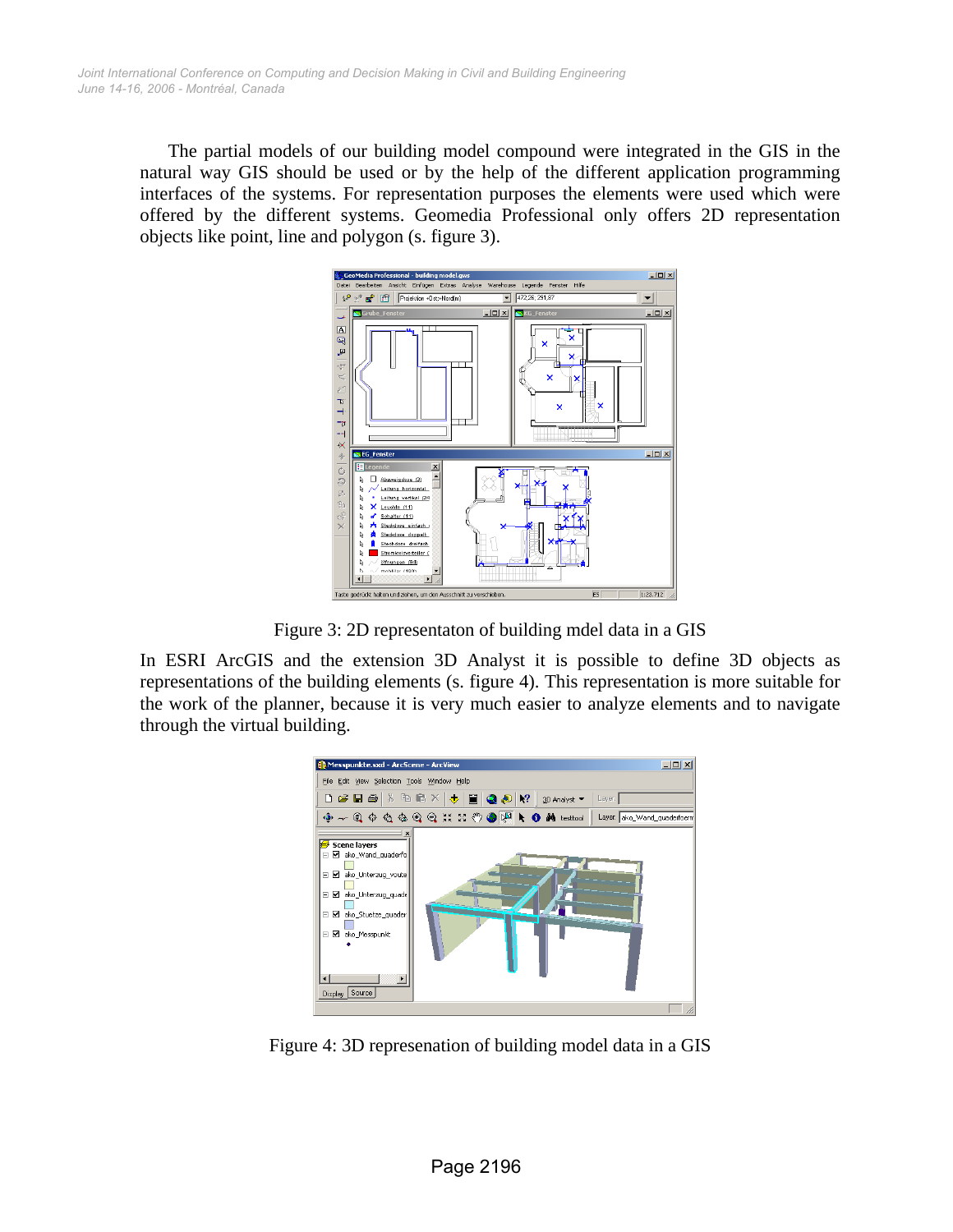The partial models of our building model compound were integrated in the GIS in the natural way GIS should be used or by the help of the different application programming interfaces of the systems. For representation purposes the elements were used which were offered by the different systems. Geomedia Professional only offers 2D representation objects like point, line and polygon (s. figure 3).

Figure 3: 2D representaton of building mdel data in a GIS

In ESRI ArcGIS and the extension 3D Analyst it is possible to define 3D objects as representations of the building elements (s. figure 4). This representation is more suitable for the work of the planner, because it is very much easier to analyze elements and to navigate through the virtual building.

Figure 4: 3D represenation of building model data in a GIS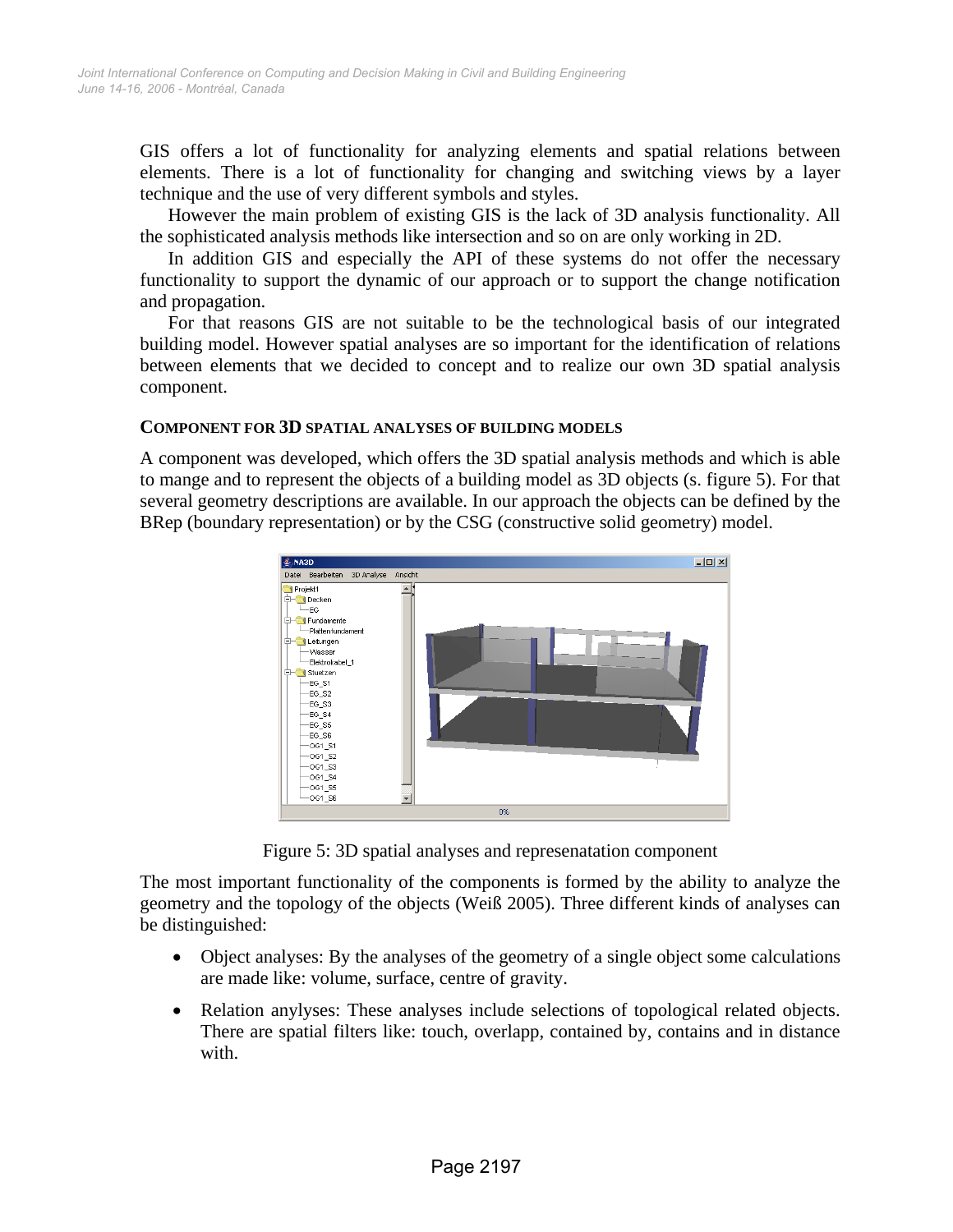GIS offers a lot of functionality for analyzing elements and spatial relations between elements. There is a lot of functionality for changing and switching views by a layer technique and the use of very different symbols and styles.

However the main problem of existing GIS is the lack of 3D analysis functionality. All the sophisticated analysis methods like intersection and so on are only working in 2D.

In addition GIS and especially the API of these systems do not offer the necessary functionality to support the dynamic of our approach or to support the change notification and propagation.

For that reasons GIS are not suitable to be the technological basis of our integrated building model. However spatial analyses are so important for the identification of relations between elements that we decided to concept and to realize our own 3D spatial analysis component.

### COMPONENT FOR 3D SPATIAL ANALYSES OF BUILDING MODELS

A component was developed, which offers the 3D spatial analysis methods and which is able to mange and to represent the objects of a building model as 3D objects (s. figure 5). For that several geometry descriptions are available. In our approach the objects can be defined by the BRep (boundary representation) or by the CSG (constructive solid geometry) model.

Figure 5: 3D spatial analyses and represenatation component

The most important functionality of the components is formed by the ability to analyze the geometry and the topology of the objects (Weiß 2005). Three different kinds of analyses can be distinguished:

- Object analyses: By the analyses of the geometry of a single object some calculations are made like: volume, surface, centre of gravity.
- Relation anylyses: These analyses include selections of topological related objects. There are spatial filters like: touch, overlapp, contained by, contains and in distance with.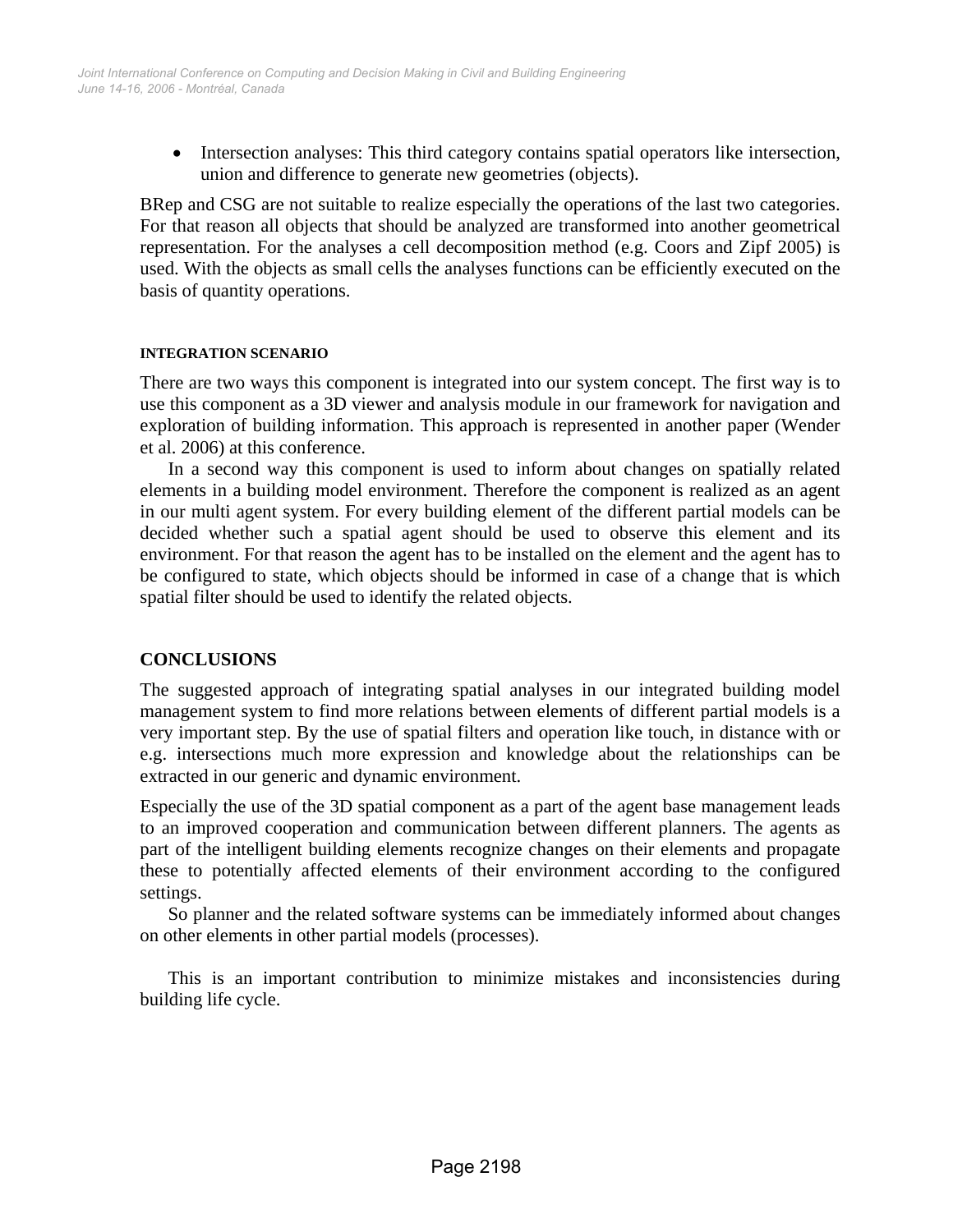- Intersection analyses: This third category contains spatial operators like intersection, union and difference to generate new geometries (objects).

BRep and CSG are not suitable to realize especially the operations of the last two categories. For that reason all objects that should be analyzed are transformed into another geometrical representation. For the analyses a cell decomposition method (e.g. Coors and Zipf 2005) is used. With the objects as small cells the analyses functions can be efficiently executed on the basis of quantity operations.

#### INTEGRATION SCENARIO

There are two ways this component is integrated into our system concept. The first way is to use this component as a 3D viewer and analysis module in our framework for navigation and exploration of building information. This approach is represented in another paper (Wender et al. 2006) at this conference.

In a second way this component is used to inform about changes on spatially related elements in a building model environment. Therefore the component is realized as an agent in our multi agent system. For every building element of the different partial models can be decided whether such a spatial agent should be used to observe this element and its environment. For that reason the agent has to be installed on the element and the agent has to be configured to state, which objects should be informed in case of a change that is which spatial filter should be used to identify the related objects.

## CONCLUSIONS

The suggested approach of integrating spatial analyses in our integrated building model management system to find more relations between elements of different partial models is a very important step. By the use of spatial filters and operation like touch, in distance with or e.g. intersections much more expression and knowledge about the relationships can be extracted in our generic and dynamic environment.

Especially the use of the 3D spatial component as a part of the agent base management leads to an improved cooperation and communication between different planners. The agents as part of the intelligent building elements recognize changes on their elements and propagate these to potentially affected elements of their environment according to the configured settings.

So planner and the related software systems can be immediately informed about changes on other elements in other partial models (processes).

This is an important contribution to minimize mistakes and inconsistencies during building life cycle.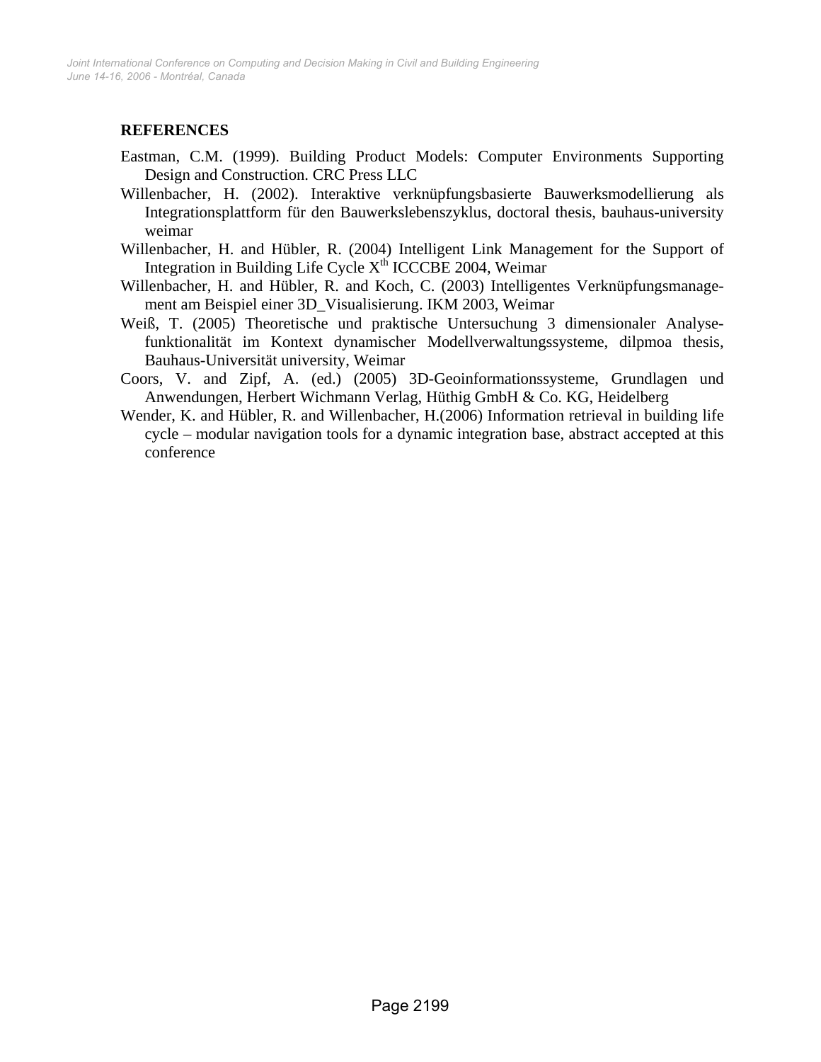## REFERENCES

Eastman, C.M. (1999). Building Product Models: Computer Environments Supporting Design and Construction. CRC Press LLC

Willenbacher, H. (2002). Interaktive verknüpfungsbasierte Bauwerksmodellierung als Integrationsplattform für den Bauwerkslebenszyklus, doctoral thesis, bauhaus-university weimar

Willenbacher, H. and Hübler, R. (2004) Intelligent Link Management for the Support of Integration in Building Life Cycle X$^{th}$ ICCCBE 2004, Weimar

Willenbacher, H. and Hübler, R. and Koch, C. (2003) Intelligentes Verknüpfungsmanagement am Beispiel einer 3D_Visualisierung. IKM 2003, Weimar

Weiß, T. (2005) Theoretische und praktische Untersuchung 3 dimensionaler Analysefunktionalität im Kontext dynamischer Modellverwaltungssysteme, dilpmoa thesis, Bauhaus-Universität university, Weimar

Coors, V. and Zipf, A. (ed.) (2005) 3D-Geoinformationssysteme, Grundlagen und Anwendungen, Herbert Wichmann Verlag, Hüthig GmbH & Co. KG, Heidelberg

Wender, K. and Hübler, R. and Willenbacher, H.(2006) Information retrieval in building life cycle – modular navigation tools for a dynamic integration base, abstract accepted at this conference